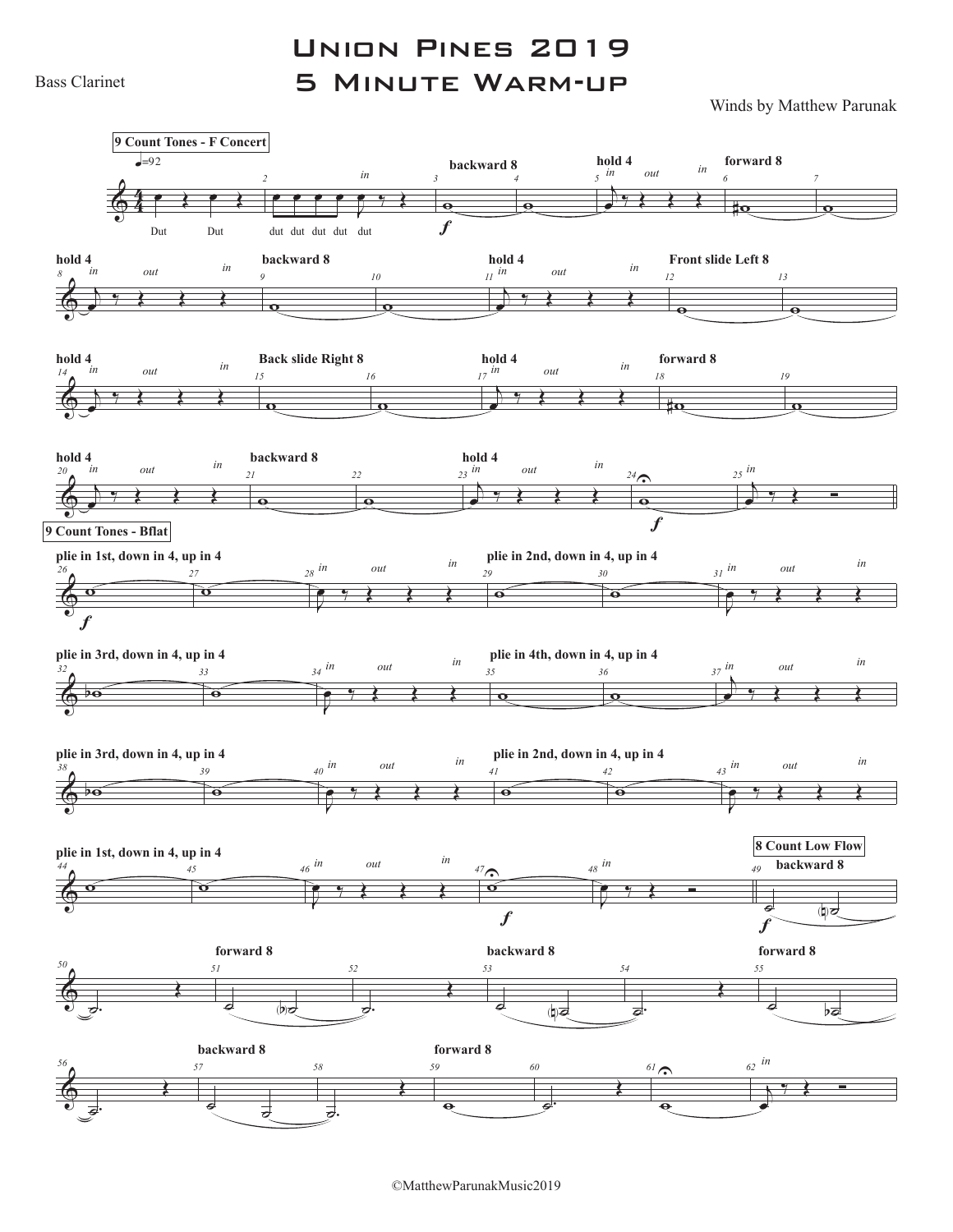Bass Clarinet

# Union Pines 2019
# 5 Minute Warm-up

Winds by Matthew Parunak

**9 Count Tones - F Concert**

♩=92

Dut Dut dut dut dut dut dut

backward 8 — hold 4 (in, out, in) — forward 8 — hold 4 (in, out, in) — backward 8 — hold 4 (in, out, in) — Front slide Left 8 — hold 4 (in, out, in) — Back slide Right 8 — hold 4 (in, out, in) — forward 8 — hold 4 (in, out, in) — backward 8 — hold 4 (in, out, in) — in

**9 Count Tones - Bflat**

plie in 1st, down in 4, up in 4 (in, out, in)

plie in 2nd, down in 4, up in 4 (in, out, in)

plie in 3rd, down in 4, up in 4 (in, out, in)

plie in 4th, down in 4, up in 4 (in, out, in)

plie in 3rd, down in 4, up in 4 (in, out, in)

plie in 2nd, down in 4, up in 4 (in, out, in)

plie in 1st, down in 4, up in 4 (in, out, in) — in

**8 Count Low Flow**

backward 8 — forward 8 — backward 8 — forward 8 — backward 8 — forward 8 — in

©MatthewParunakMusic2019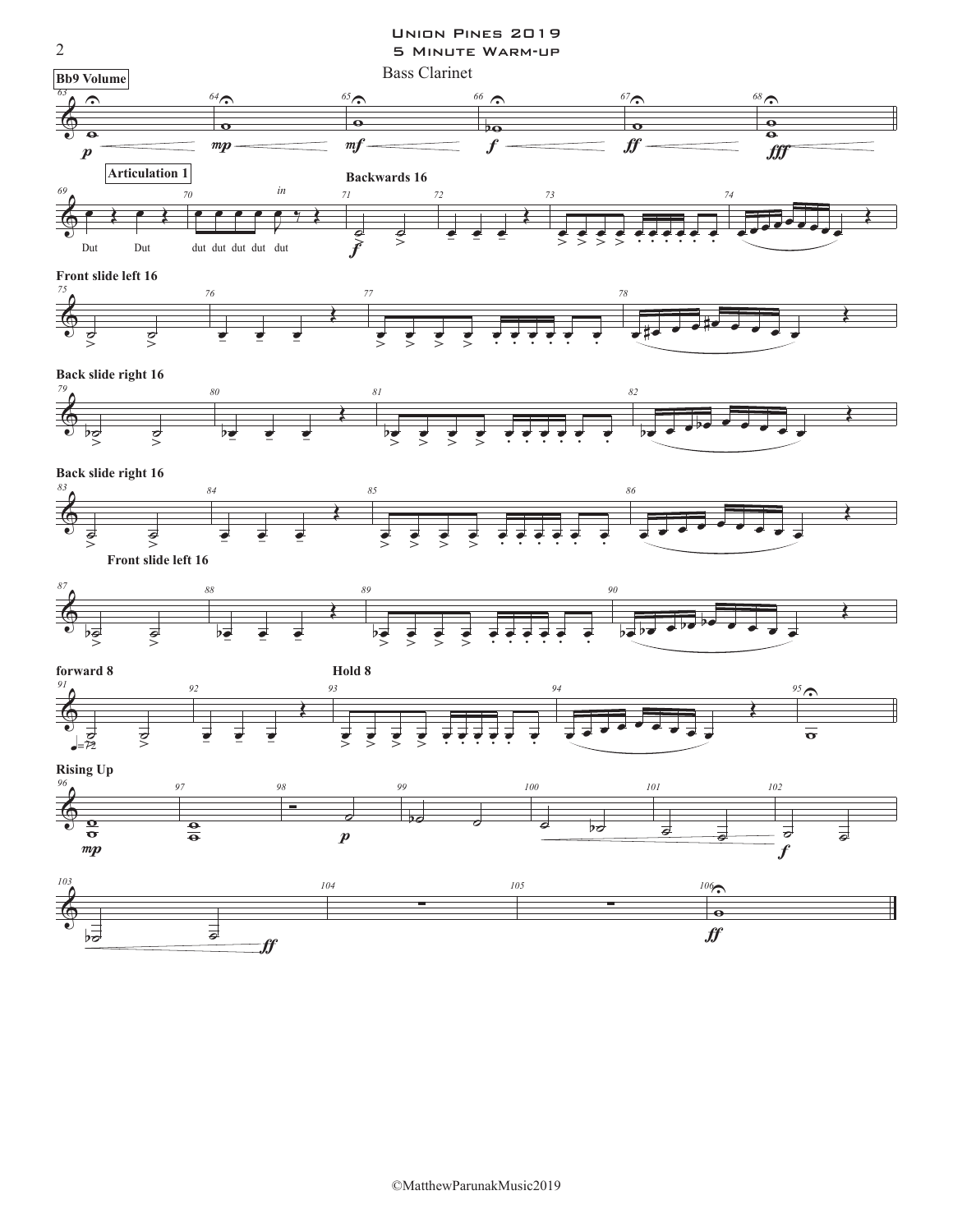# Union Pines 2019
## 5 Minute Warm-up

Bass Clarinet

**Bb9 Volume**

63 64 65 66 67 68

*p* *mp* *mf* *f* *ff* *fff*

**Articulation 1**

69 70

Dut Dut dut dut dut dut dut

*in*

**Backwards 16**

71 72 73 74

*f*

**Front slide left 16**

75 76 77 78

**Back slide right 16**

79 80 81 82

**Back slide right 16**

83 84 85 86

**Front slide left 16**

87 88 89 90

**forward 8**

91 92

♩=72

**Hold 8**

93 94 95

**Rising Up**

96 97 98 99 100 101 102

*mp* *p* *f*

103 104 105 106

*ff* *ff*

©MatthewParunakMusic2019